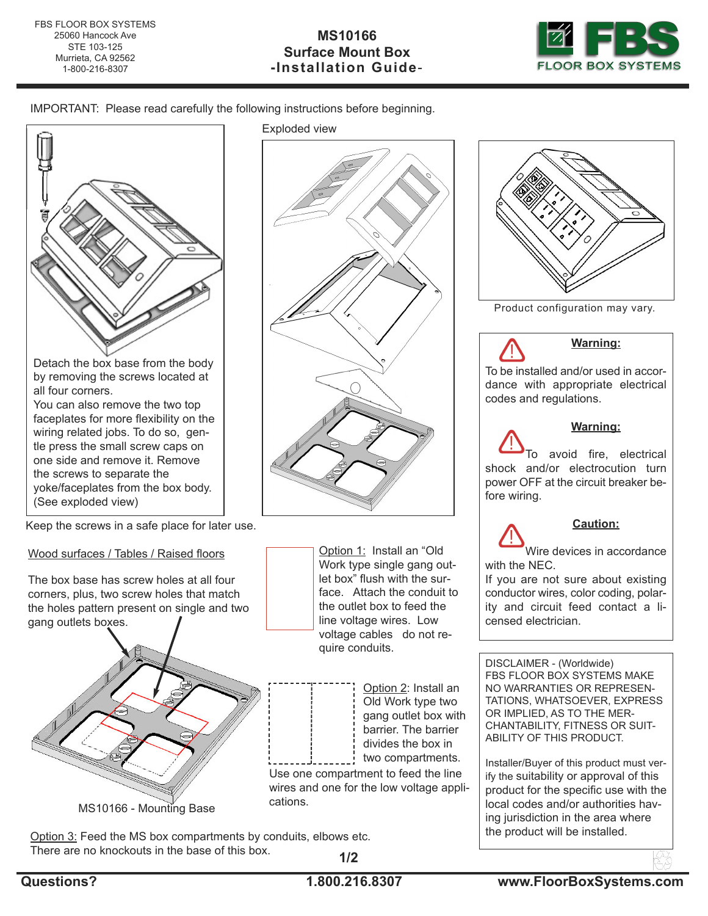FBS FLOOR BOX SYSTEMS
25060 Hancock Ave
STE 103-125
Murrieta, CA 92562
1-800-216-8307

# MS10166 Surface Mount Box -Installation Guide-

IMPORTANT: Please read carefully the following instructions before beginning.

Detach the box base from the body by removing the screws located at all four corners.
You can also remove the two top faceplates for more flexibility on the wiring related jobs. To do so, gentle press the small screw caps on one side and remove it. Remove the screws to separate the yoke/faceplates from the box body. (See exploded view)

Keep the screws in a safe place for later use.

Exploded view

Product configuration may vary.

**Warning:**

To be installed and/or used in accordance with appropriate electrical codes and regulations.

**Warning:**

To avoid fire, electrical shock and/or electrocution turn power OFF at the circuit breaker before wiring.

**Caution:**

Wire devices in accordance with the NEC.
If you are not sure about existing conductor wires, color coding, polarity and circuit feed contact a licensed electrician.

## Wood surfaces / Tables / Raised floors

The box base has screw holes at all four corners, plus, two screw holes that match the holes pattern present on single and two gang outlets boxes.

MS10166 - Mounting Base

Option 1: Install an "Old Work type single gang outlet box" flush with the surface. Attach the conduit to the outlet box to feed the line voltage wires. Low voltage cables do not require conduits.

Option 2: Install an Old Work type two gang outlet box with barrier. The barrier divides the box in two compartments.
Use one compartment to feed the line wires and one for the low voltage applications.

Option 3: Feed the MS box compartments by conduits, elbows etc.
There are no knockouts in the base of this box.

DISCLAIMER - (Worldwide)
FBS FLOOR BOX SYSTEMS MAKE NO WARRANTIES OR REPRESENTATIONS, WHATSOEVER, EXPRESS OR IMPLIED, AS TO THE MERCHANTABILITY, FITNESS OR SUITABILITY OF THIS PRODUCT.

Installer/Buyer of this product must verify the suitability or approval of this product for the specific use with the local codes and/or authorities having jurisdiction in the area where the product will be installed.

**Questions? 1.800.216.8307 www.FloorBoxSystems.com**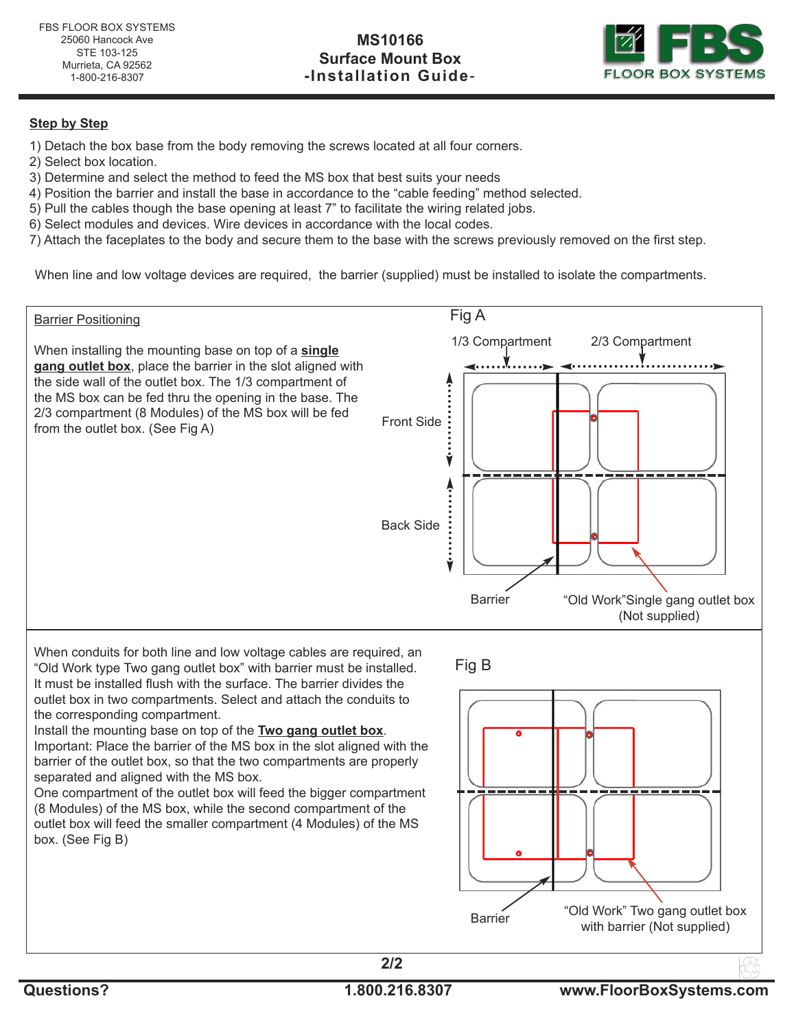FBS FLOOR BOX SYSTEMS
25060 Hancock Ave
STE 103-125
Murrieta, CA 92562
1-800-216-8307

# MS10166
## Surface Mount Box
## -Installation Guide-

FBS FLOOR BOX SYSTEMS

**Step by Step**

1) Detach the box base from the body removing the screws located at all four corners.
2) Select box location.
3) Determine and select the method to feed the MS box that best suits your needs
4) Position the barrier and install the base in accordance to the “cable feeding” method selected.
5) Pull the cables though the base opening at least 7” to facilitate the wiring related jobs.
6) Select modules and devices. Wire devices in accordance with the local codes.
7) Attach the faceplates to the body and secure them to the base with the screws previously removed on the first step.

When line and low voltage devices are required, the barrier (supplied) must be installed to isolate the compartments.

Barrier Positioning

When installing the mounting base on top of a **single gang outlet box**, place the barrier in the slot aligned with the side wall of the outlet box. The 1/3 compartment of the MS box can be fed thru the opening in the base. The 2/3 compartment (8 Modules) of the MS box will be fed from the outlet box. (See Fig A)

Fig A

1/3 Compartment
2/3 Compartment
Front Side
Back Side
Barrier
“Old Work”Single gang outlet box (Not supplied)

When conduits for both line and low voltage cables are required, an “Old Work type Two gang outlet box” with barrier must be installed. It must be installed flush with the surface. The barrier divides the outlet box in two compartments. Select and attach the conduits to the corresponding compartment.
Install the mounting base on top of the **Two gang outlet box**.
Important: Place the barrier of the MS box in the slot aligned with the barrier of the outlet box, so that the two compartments are properly separated and aligned with the MS box.
One compartment of the outlet box will feed the bigger compartment (8 Modules) of the MS box, while the second compartment of the outlet box will feed the smaller compartment (4 Modules) of the MS box. (See Fig B)

Fig B

Barrier
“Old Work” Two gang outlet box with barrier (Not supplied)

**Questions?** **1.800.216.8307** **www.FloorBoxSystems.com**